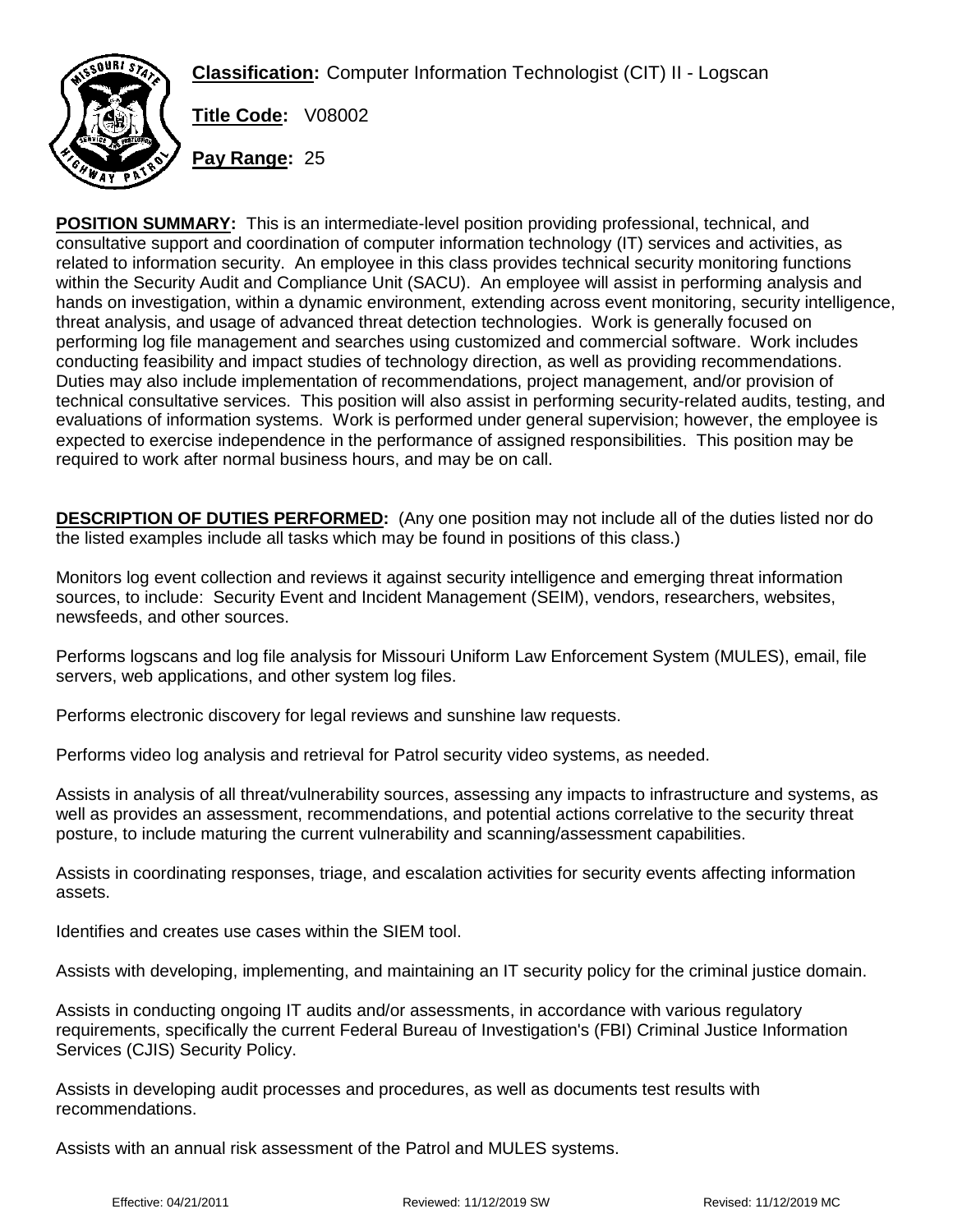**Classification:** Computer Information Technologist (CIT) II - Logscan

**Title Code:** V08002

**Pay Range:** 25

**POSITION SUMMARY:** This is an intermediate-level position providing professional, technical, and consultative support and coordination of computer information technology (IT) services and activities, as related to information security. An employee in this class provides technical security monitoring functions within the Security Audit and Compliance Unit (SACU). An employee will assist in performing analysis and hands on investigation, within a dynamic environment, extending across event monitoring, security intelligence, threat analysis, and usage of advanced threat detection technologies. Work is generally focused on performing log file management and searches using customized and commercial software. Work includes conducting feasibility and impact studies of technology direction, as well as providing recommendations. Duties may also include implementation of recommendations, project management, and/or provision of technical consultative services. This position will also assist in performing security-related audits, testing, and evaluations of information systems. Work is performed under general supervision; however, the employee is expected to exercise independence in the performance of assigned responsibilities. This position may be required to work after normal business hours, and may be on call.

**DESCRIPTION OF DUTIES PERFORMED:** (Any one position may not include all of the duties listed nor do the listed examples include all tasks which may be found in positions of this class.)

Monitors log event collection and reviews it against security intelligence and emerging threat information sources, to include: Security Event and Incident Management (SEIM), vendors, researchers, websites, newsfeeds, and other sources.

Performs logscans and log file analysis for Missouri Uniform Law Enforcement System (MULES), email, file servers, web applications, and other system log files.

Performs electronic discovery for legal reviews and sunshine law requests.

Performs video log analysis and retrieval for Patrol security video systems, as needed.

Assists in analysis of all threat/vulnerability sources, assessing any impacts to infrastructure and systems, as well as provides an assessment, recommendations, and potential actions correlative to the security threat posture, to include maturing the current vulnerability and scanning/assessment capabilities.

Assists in coordinating responses, triage, and escalation activities for security events affecting information assets.

Identifies and creates use cases within the SIEM tool.

Assists with developing, implementing, and maintaining an IT security policy for the criminal justice domain.

Assists in conducting ongoing IT audits and/or assessments, in accordance with various regulatory requirements, specifically the current Federal Bureau of Investigation's (FBI) Criminal Justice Information Services (CJIS) Security Policy.

Assists in developing audit processes and procedures, as well as documents test results with recommendations.

Assists with an annual risk assessment of the Patrol and MULES systems.

Effective: 04/21/2011 Reviewed: 11/12/2019 SW Revised: 11/12/2019 MC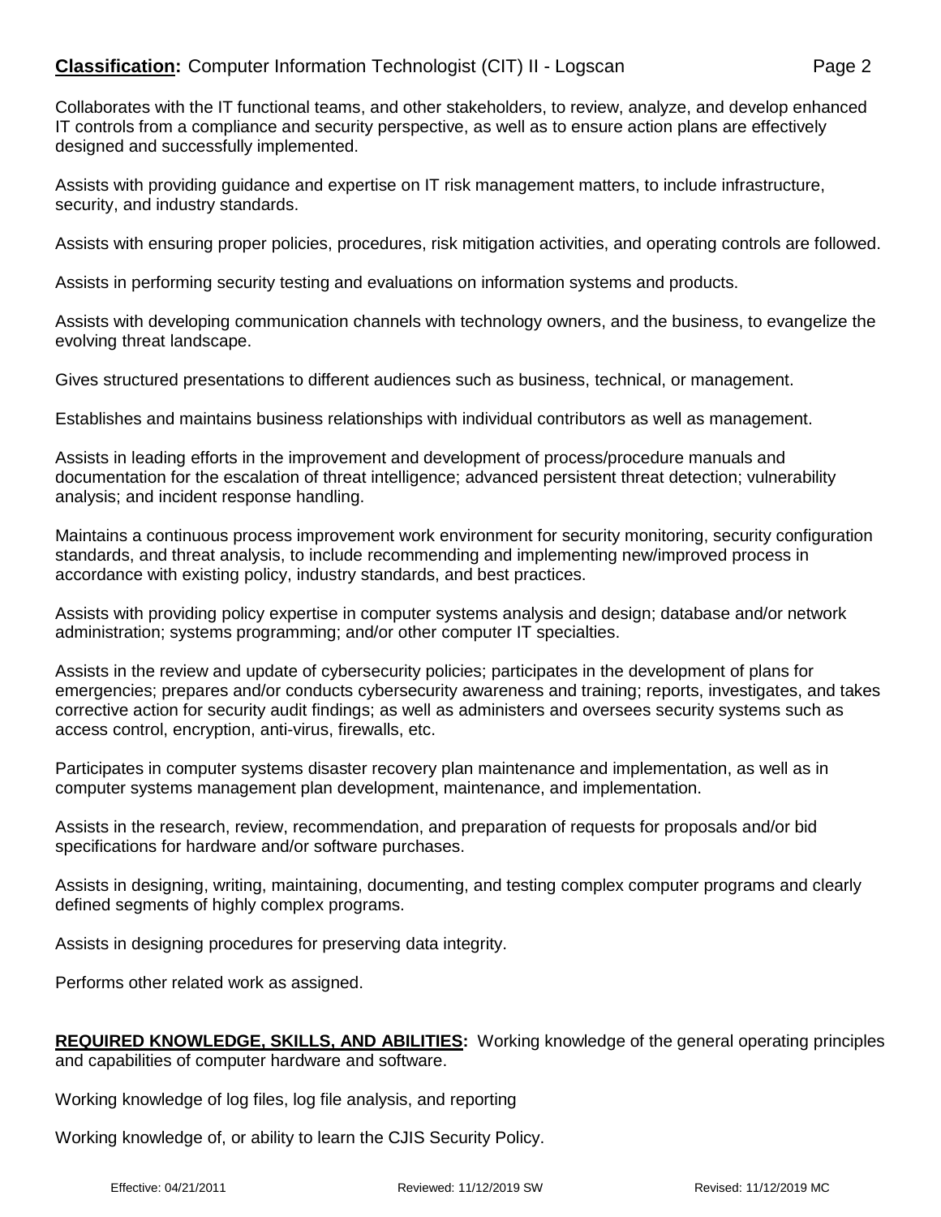Collaborates with the IT functional teams, and other stakeholders, to review, analyze, and develop enhanced IT controls from a compliance and security perspective, as well as to ensure action plans are effectively designed and successfully implemented.

Assists with providing guidance and expertise on IT risk management matters, to include infrastructure, security, and industry standards.

Assists with ensuring proper policies, procedures, risk mitigation activities, and operating controls are followed.

Assists in performing security testing and evaluations on information systems and products.

Assists with developing communication channels with technology owners, and the business, to evangelize the evolving threat landscape.

Gives structured presentations to different audiences such as business, technical, or management.

Establishes and maintains business relationships with individual contributors as well as management.

Assists in leading efforts in the improvement and development of process/procedure manuals and documentation for the escalation of threat intelligence; advanced persistent threat detection; vulnerability analysis; and incident response handling.

Maintains a continuous process improvement work environment for security monitoring, security configuration standards, and threat analysis, to include recommending and implementing new/improved process in accordance with existing policy, industry standards, and best practices.

Assists with providing policy expertise in computer systems analysis and design; database and/or network administration; systems programming; and/or other computer IT specialties.

Assists in the review and update of cybersecurity policies; participates in the development of plans for emergencies; prepares and/or conducts cybersecurity awareness and training; reports, investigates, and takes corrective action for security audit findings; as well as administers and oversees security systems such as access control, encryption, anti-virus, firewalls, etc.

Participates in computer systems disaster recovery plan maintenance and implementation, as well as in computer systems management plan development, maintenance, and implementation.

Assists in the research, review, recommendation, and preparation of requests for proposals and/or bid specifications for hardware and/or software purchases.

Assists in designing, writing, maintaining, documenting, and testing complex computer programs and clearly defined segments of highly complex programs.

Assists in designing procedures for preserving data integrity.

Performs other related work as assigned.

**REQUIRED KNOWLEDGE, SKILLS, AND ABILITIES:** Working knowledge of the general operating principles and capabilities of computer hardware and software.

Working knowledge of log files, log file analysis, and reporting

Working knowledge of, or ability to learn the CJIS Security Policy.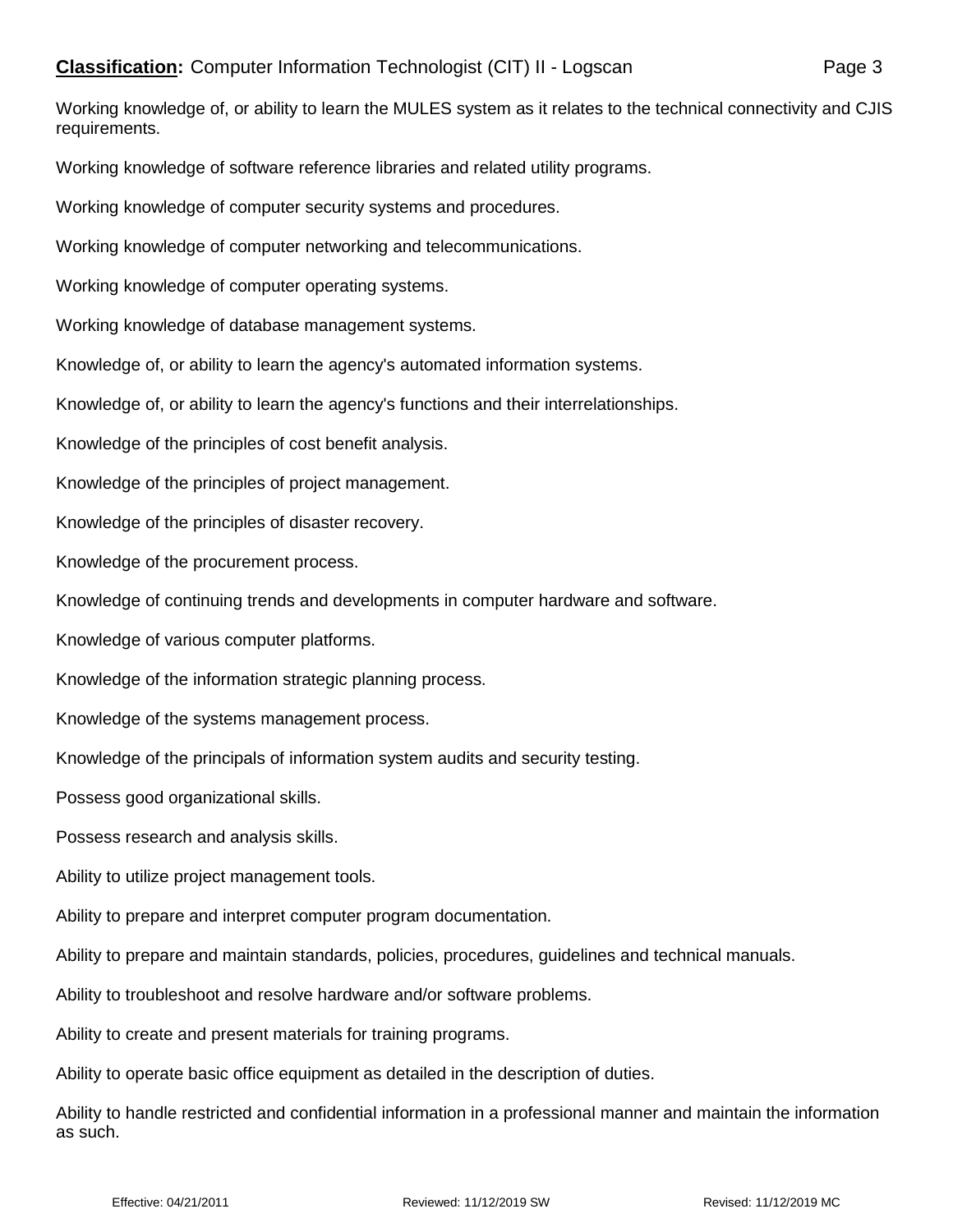Working knowledge of, or ability to learn the MULES system as it relates to the technical connectivity and CJIS requirements.

Working knowledge of software reference libraries and related utility programs.

Working knowledge of computer security systems and procedures.

Working knowledge of computer networking and telecommunications.

Working knowledge of computer operating systems.

Working knowledge of database management systems.

Knowledge of, or ability to learn the agency's automated information systems.

Knowledge of, or ability to learn the agency's functions and their interrelationships.

Knowledge of the principles of cost benefit analysis.

Knowledge of the principles of project management.

Knowledge of the principles of disaster recovery.

Knowledge of the procurement process.

Knowledge of continuing trends and developments in computer hardware and software.

Knowledge of various computer platforms.

Knowledge of the information strategic planning process.

Knowledge of the systems management process.

Knowledge of the principals of information system audits and security testing.

Possess good organizational skills.

Possess research and analysis skills.

Ability to utilize project management tools.

Ability to prepare and interpret computer program documentation.

Ability to prepare and maintain standards, policies, procedures, guidelines and technical manuals.

Ability to troubleshoot and resolve hardware and/or software problems.

Ability to create and present materials for training programs.

Ability to operate basic office equipment as detailed in the description of duties.

Ability to handle restricted and confidential information in a professional manner and maintain the information as such.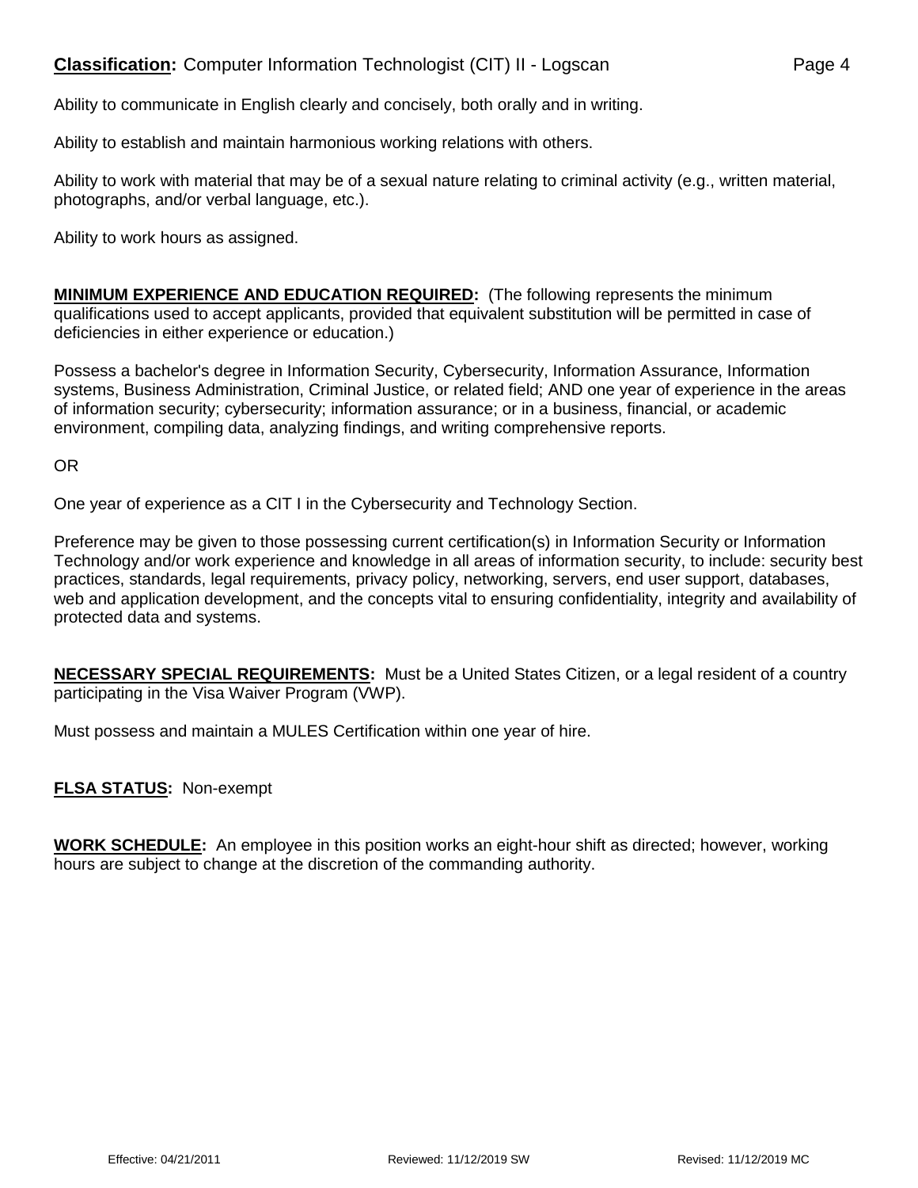Ability to communicate in English clearly and concisely, both orally and in writing.

Ability to establish and maintain harmonious working relations with others.

Ability to work with material that may be of a sexual nature relating to criminal activity (e.g., written material, photographs, and/or verbal language, etc.).

Ability to work hours as assigned.

**MINIMUM EXPERIENCE AND EDUCATION REQUIRED:** (The following represents the minimum qualifications used to accept applicants, provided that equivalent substitution will be permitted in case of deficiencies in either experience or education.)

Possess a bachelor's degree in Information Security, Cybersecurity, Information Assurance, Information systems, Business Administration, Criminal Justice, or related field; AND one year of experience in the areas of information security; cybersecurity; information assurance; or in a business, financial, or academic environment, compiling data, analyzing findings, and writing comprehensive reports.

OR

One year of experience as a CIT I in the Cybersecurity and Technology Section.

Preference may be given to those possessing current certification(s) in Information Security or Information Technology and/or work experience and knowledge in all areas of information security, to include: security best practices, standards, legal requirements, privacy policy, networking, servers, end user support, databases, web and application development, and the concepts vital to ensuring confidentiality, integrity and availability of protected data and systems.

**NECESSARY SPECIAL REQUIREMENTS:** Must be a United States Citizen, or a legal resident of a country participating in the Visa Waiver Program (VWP).

Must possess and maintain a MULES Certification within one year of hire.

**FLSA STATUS:** Non-exempt

**WORK SCHEDULE:** An employee in this position works an eight-hour shift as directed; however, working hours are subject to change at the discretion of the commanding authority.